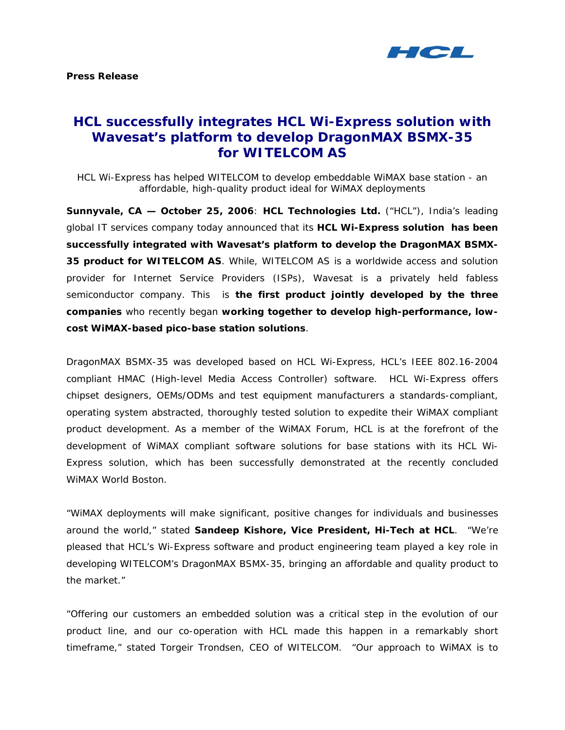**Press Release**

# HCL successfully integrates HCL Wi-Express solution with Wavesat's platform to develop DragonMAX BSMX-35 for WITELCOM AS

HCL Wi-Express has helped WITELCOM to develop embeddable WiMAX base station - an affordable, high-quality product ideal for WiMAX deployments

**Sunnyvale, CA — October 25, 2006**: **HCL Technologies Ltd.** ("HCL"), India's leading global IT services company today announced that its **HCL Wi-Express solution has been successfully integrated with Wavesat's platform to develop the DragonMAX BSMX-35 product for WITELCOM AS**. While, WITELCOM AS is a worldwide access and solution provider for Internet Service Providers (ISPs), Wavesat is a privately held fabless semiconductor company. This is **the first product jointly developed by the three companies** who recently began **working together to develop high-performance, low-cost WiMAX-based pico-base station solutions**.

DragonMAX BSMX-35 was developed based on HCL Wi-Express, HCL's IEEE 802.16-2004 compliant HMAC (High-level Media Access Controller) software. HCL Wi-Express offers chipset designers, OEMs/ODMs and test equipment manufacturers a standards-compliant, operating system abstracted, thoroughly tested solution to expedite their WiMAX compliant product development. As a member of the WiMAX Forum, HCL is at the forefront of the development of WiMAX compliant software solutions for base stations with its HCL Wi-Express solution, which has been successfully demonstrated at the recently concluded WiMAX World Boston.

"WiMAX deployments will make significant, positive changes for individuals and businesses around the world," stated **Sandeep Kishore, Vice President, Hi-Tech at HCL**. "We're pleased that HCL's Wi-Express software and product engineering team played a key role in developing WITELCOM's DragonMAX BSMX-35, bringing an affordable and quality product to the market."

"Offering our customers an embedded solution was a critical step in the evolution of our product line, and our co-operation with HCL made this happen in a remarkably short timeframe," stated Torgeir Trondsen, CEO of WITELCOM. "Our approach to WiMAX is to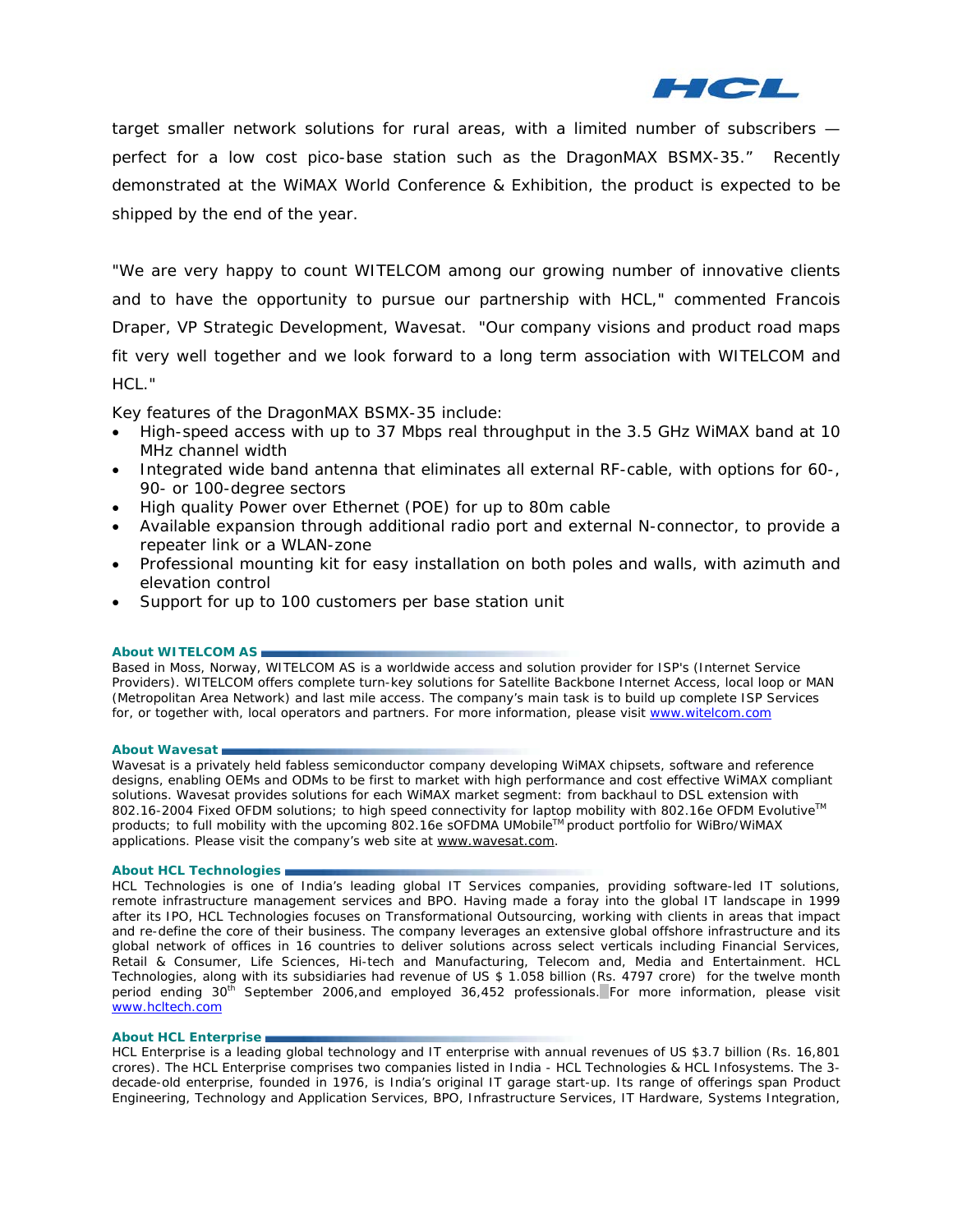target smaller network solutions for rural areas, with a limited number of subscribers — perfect for a low cost pico-base station such as the DragonMAX BSMX-35." Recently demonstrated at the WiMAX World Conference & Exhibition, the product is expected to be shipped by the end of the year.

"We are very happy to count WITELCOM among our growing number of innovative clients and to have the opportunity to pursue our partnership with HCL," commented Francois Draper, VP Strategic Development, Wavesat. "Our company visions and product road maps fit very well together and we look forward to a long term association with WITELCOM and HCL."

Key features of the DragonMAX BSMX-35 include:

- High-speed access with up to 37 Mbps real throughput in the 3.5 GHz WiMAX band at 10 MHz channel width
- Integrated wide band antenna that eliminates all external RF-cable, with options for 60-, 90- or 100-degree sectors
- High quality Power over Ethernet (POE) for up to 80m cable
- Available expansion through additional radio port and external N-connector, to provide a repeater link or a WLAN-zone
- Professional mounting kit for easy installation on both poles and walls, with azimuth and elevation control
- Support for up to 100 customers per base station unit

**About WITELCOM AS**

Based in Moss, Norway, WITELCOM AS is a worldwide access and solution provider for ISP's (Internet Service Providers). WITELCOM offers complete turn-key solutions for Satellite Backbone Internet Access, local loop or MAN (Metropolitan Area Network) and last mile access. The company's main task is to build up complete ISP Services for, or together with, local operators and partners. For more information, please visit www.witelcom.com

**About Wavesat**

Wavesat is a privately held fabless semiconductor company developing WiMAX chipsets, software and reference designs, enabling OEMs and ODMs to be first to market with high performance and cost effective WiMAX compliant solutions. Wavesat provides solutions for each WiMAX market segment: from backhaul to DSL extension with 802.16-2004 Fixed OFDM solutions; to high speed connectivity for laptop mobility with 802.16e OFDM Evolutive™ products; to full mobility with the upcoming 802.16e sOFDMA UMobile™ product portfolio for WiBro/WiMAX applications. Please visit the company's web site at www.wavesat.com.

**About HCL Technologies**

HCL Technologies is one of India's leading global IT Services companies, providing software-led IT solutions, remote infrastructure management services and BPO. Having made a foray into the global IT landscape in 1999 after its IPO, HCL Technologies focuses on Transformational Outsourcing, working with clients in areas that impact and re-define the core of their business. The company leverages an extensive global offshore infrastructure and its global network of offices in 16 countries to deliver solutions across select verticals including Financial Services, Retail & Consumer, Life Sciences, Hi-tech and Manufacturing, Telecom and, Media and Entertainment. HCL Technologies, along with its subsidiaries had revenue of US $ 1.058 billion (Rs. 4797 crore) for the twelve month period ending 30th September 2006,and employed 36,452 professionals. For more information, please visit www.hcltech.com

**About HCL Enterprise**

HCL Enterprise is a leading global technology and IT enterprise with annual revenues of US $3.7 billion (Rs. 16,801 crores). The HCL Enterprise comprises two companies listed in India - HCL Technologies & HCL Infosystems. The 3-decade-old enterprise, founded in 1976, is India's original IT garage start-up. Its range of offerings span Product Engineering, Technology and Application Services, BPO, Infrastructure Services, IT Hardware, Systems Integration,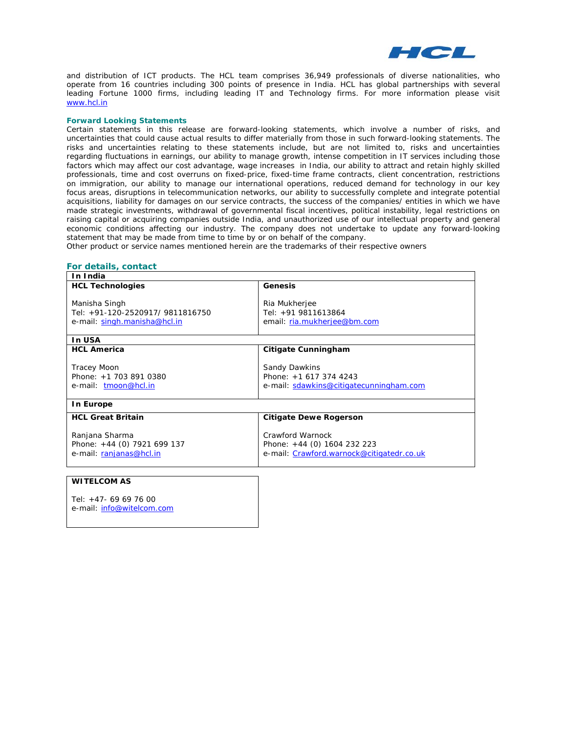and distribution of ICT products. The HCL team comprises 36,949 professionals of diverse nationalities, who operate from 16 countries including 300 points of presence in India. HCL has global partnerships with several leading Fortune 1000 firms, including leading IT and Technology firms. For more information please visit www.hcl.in

### Forward Looking Statements

Certain statements in this release are forward-looking statements, which involve a number of risks, and uncertainties that could cause actual results to differ materially from those in such forward-looking statements. The risks and uncertainties relating to these statements include, but are not limited to, risks and uncertainties regarding fluctuations in earnings, our ability to manage growth, intense competition in IT services including those factors which may affect our cost advantage, wage increases in India, our ability to attract and retain highly skilled professionals, time and cost overruns on fixed-price, fixed-time frame contracts, client concentration, restrictions on immigration, our ability to manage our international operations, reduced demand for technology in our key focus areas, disruptions in telecommunication networks, our ability to successfully complete and integrate potential acquisitions, liability for damages on our service contracts, the success of the companies/ entities in which we have made strategic investments, withdrawal of governmental fiscal incentives, political instability, legal restrictions on raising capital or acquiring companies outside India, and unauthorized use of our intellectual property and general economic conditions affecting our industry. The company does not undertake to update any forward-looking statement that may be made from time to time by or on behalf of the company.

Other product or service names mentioned herein are the trademarks of their respective owners

### For details, contact

| | |
|---|---|
| **In India** | |
| **HCL Technologies**<br><br>Manisha Singh<br>Tel: +91-120-2520917/ 9811816750<br>e-mail: singh.manisha@hcl.in | **Genesis**<br><br>Ria Mukherjee<br>Tel: +91 9811613864<br>email: ria.mukherjee@bm.com |
| **In USA** | |
| **HCL America**<br><br>Tracey Moon<br>Phone: +1 703 891 0380<br>e-mail: tmoon@hcl.in | **Citigate Cunningham**<br><br>Sandy Dawkins<br>Phone: +1 617 374 4243<br>e-mail: sdawkins@citigatecunningham.com |
| **In Europe** | |
| **HCL Great Britain**<br><br>Ranjana Sharma<br>Phone: +44 (0) 7921 699 137<br>e-mail: ranjanas@hcl.in | **Citigate Dewe Rogerson**<br><br>Crawford Warnock<br>Phone: +44 (0) 1604 232 223<br>e-mail: Crawford.warnock@citigatedr.co.uk |

**WITELCOM AS**

Tel: +47- 69 69 76 00
e-mail: info@witelcom.com